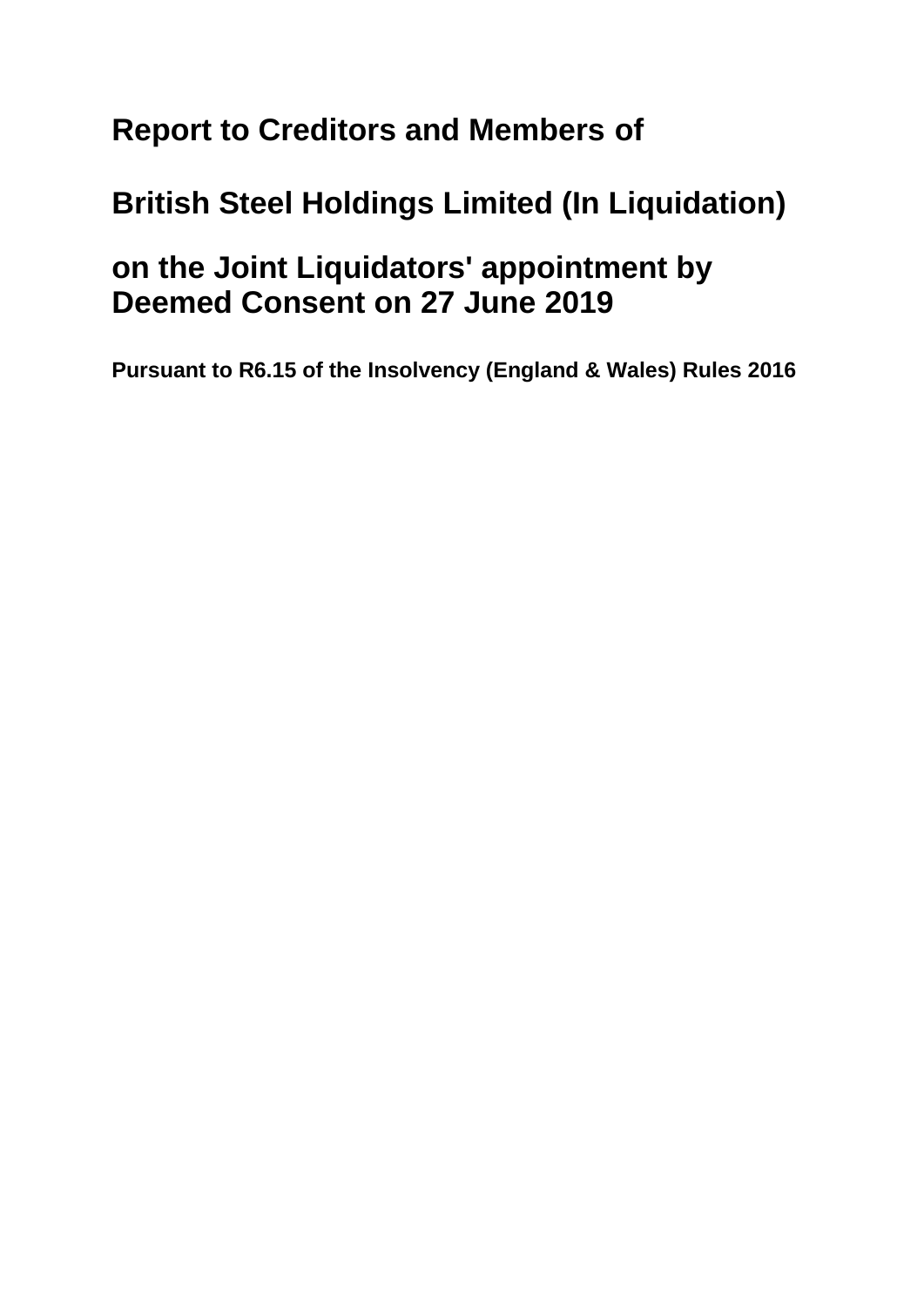# Report to Creditors and Members of

# British Steel Holdings Limited (In Liquidation)

# on the Joint Liquidators' appointment by Deemed Consent on 27 June 2019

**Pursuant to R6.15 of the Insolvency (England & Wales) Rules 2016**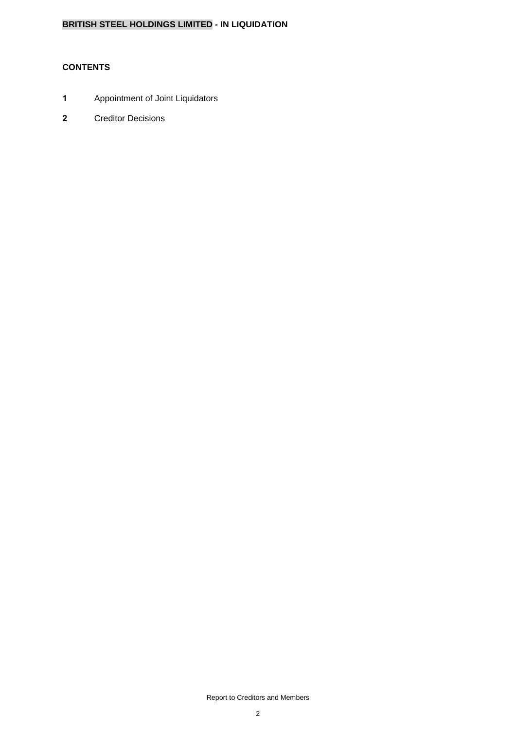## CONTENTS

**1** Appointment of Joint Liquidators

**2** Creditor Decisions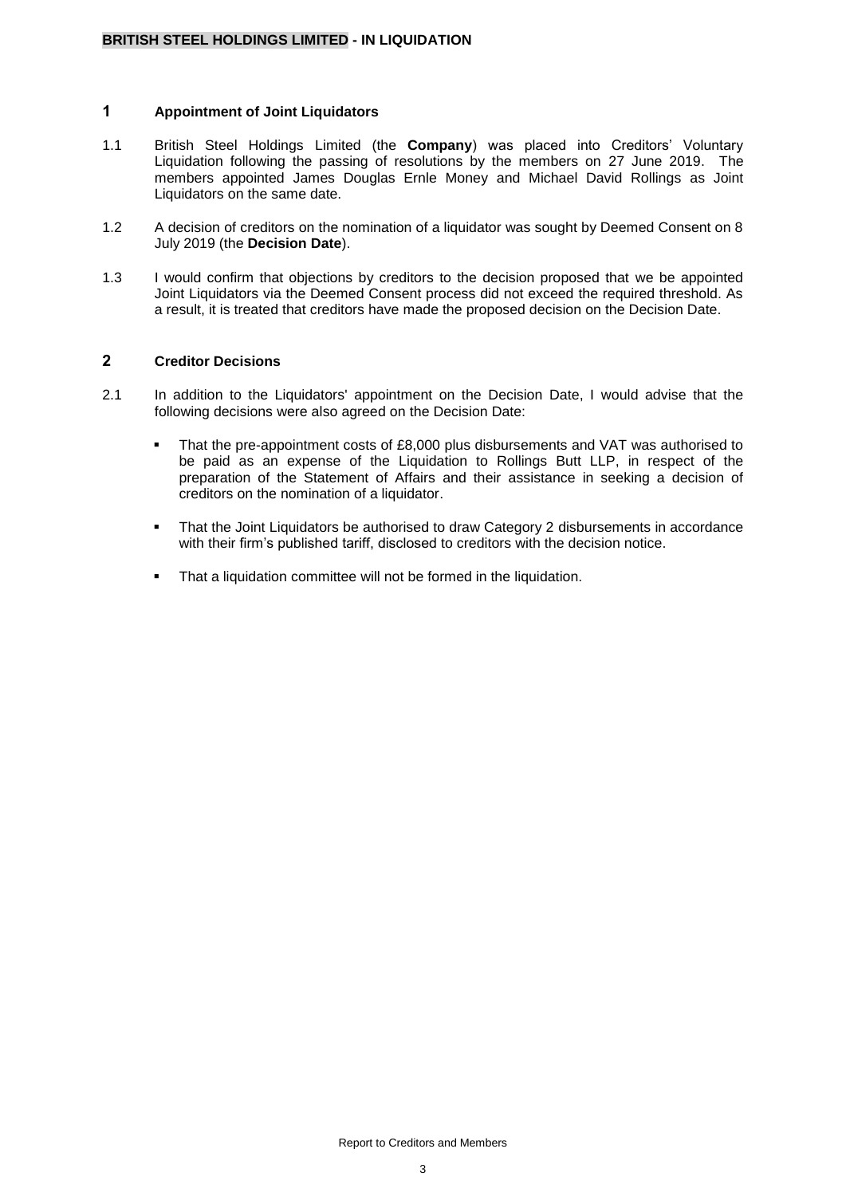## 1 Appointment of Joint Liquidators

1.1 British Steel Holdings Limited (the **Company**) was placed into Creditors' Voluntary Liquidation following the passing of resolutions by the members on 27 June 2019. The members appointed James Douglas Ernle Money and Michael David Rollings as Joint Liquidators on the same date.

1.2 A decision of creditors on the nomination of a liquidator was sought by Deemed Consent on 8 July 2019 (the **Decision Date**).

1.3 I would confirm that objections by creditors to the decision proposed that we be appointed Joint Liquidators via the Deemed Consent process did not exceed the required threshold. As a result, it is treated that creditors have made the proposed decision on the Decision Date.

## 2 Creditor Decisions

2.1 In addition to the Liquidators' appointment on the Decision Date, I would advise that the following decisions were also agreed on the Decision Date:

- That the pre-appointment costs of £8,000 plus disbursements and VAT was authorised to be paid as an expense of the Liquidation to Rollings Butt LLP, in respect of the preparation of the Statement of Affairs and their assistance in seeking a decision of creditors on the nomination of a liquidator.
- That the Joint Liquidators be authorised to draw Category 2 disbursements in accordance with their firm's published tariff, disclosed to creditors with the decision notice.
- That a liquidation committee will not be formed in the liquidation.